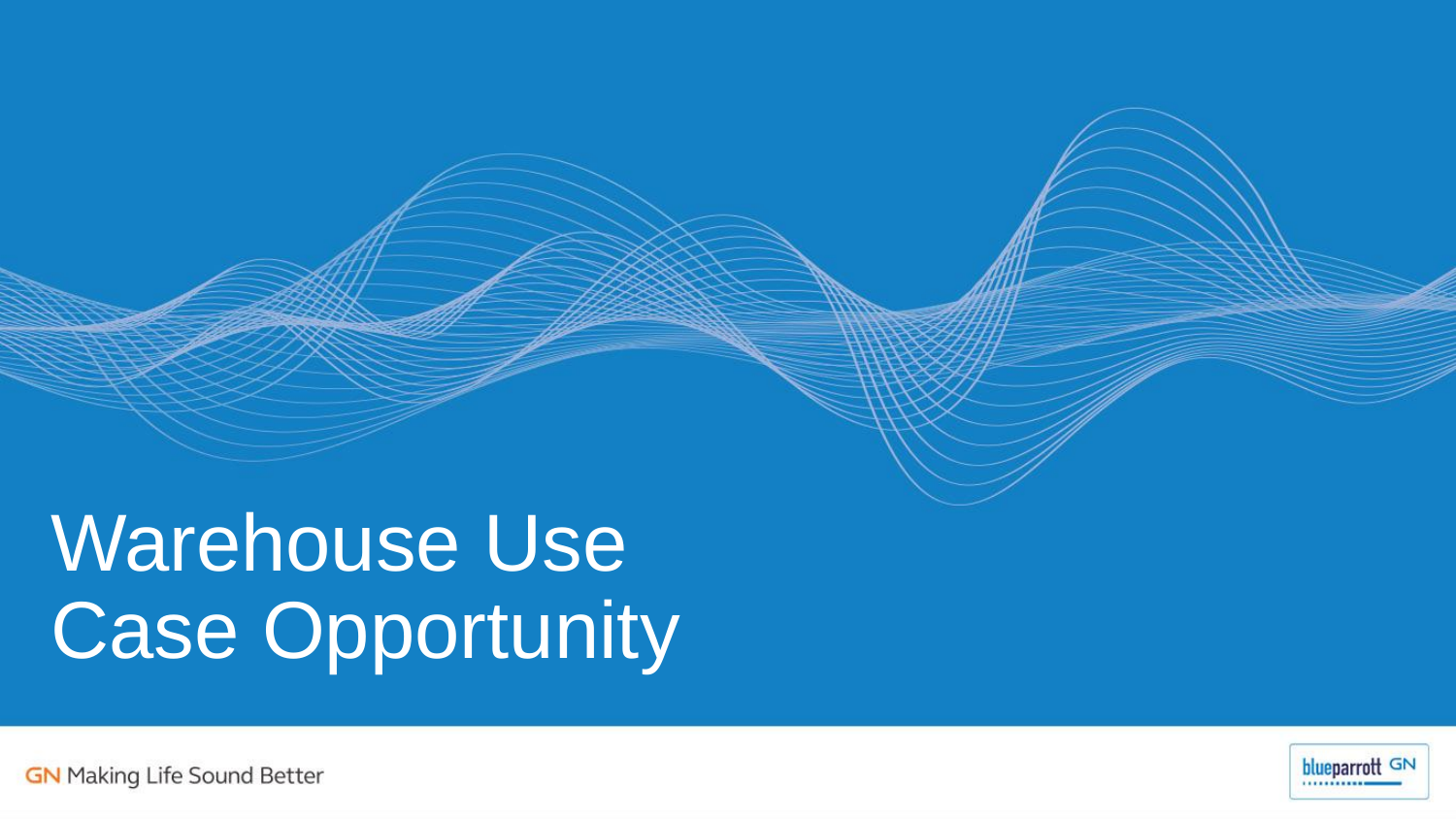# Warehouse Use Case Opportunity

GN Making Life Sound Better

blueparrott GN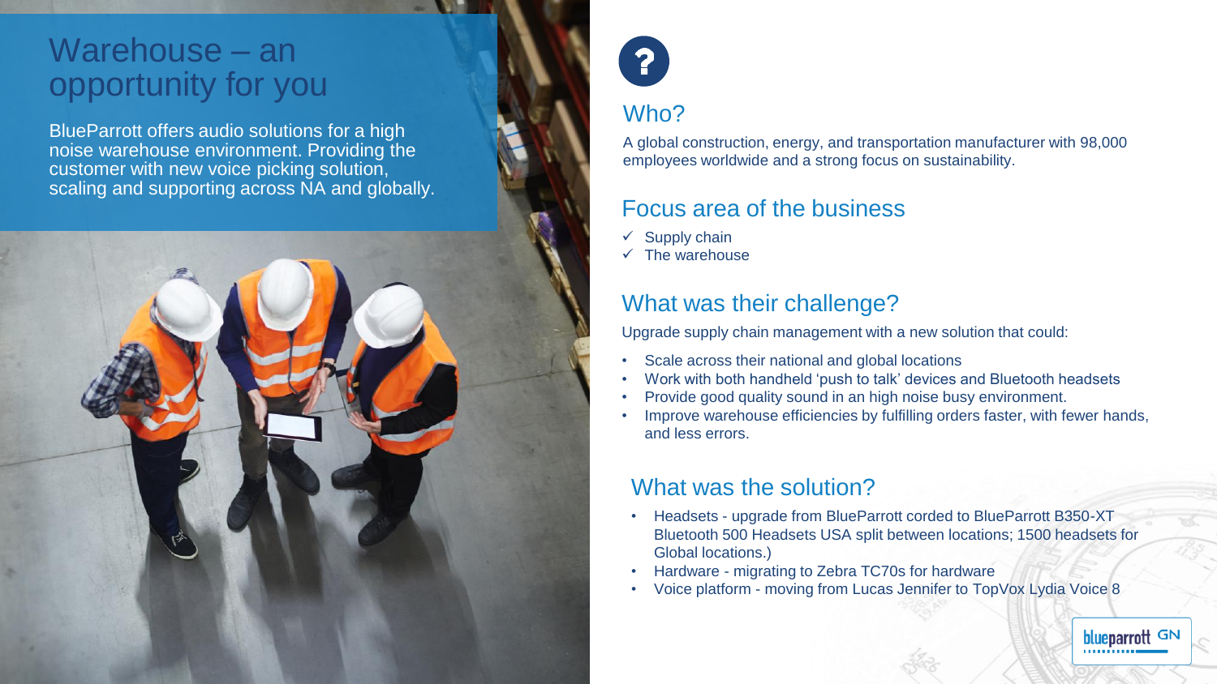# Warehouse – an opportunity for you

BlueParrott offers audio solutions for a high noise warehouse environment. Providing the customer with new voice picking solution, scaling and supporting across NA and globally.

## Who?

A global construction, energy, and transportation manufacturer with 98,000 employees worldwide and a strong focus on sustainability.

## Focus area of the business

- ✓ Supply chain
- ✓ The warehouse

## What was their challenge?

Upgrade supply chain management with a new solution that could:

- Scale across their national and global locations
- Work with both handheld 'push to talk' devices and Bluetooth headsets
- Provide good quality sound in an high noise busy environment.
- Improve warehouse efficiencies by fulfilling orders faster, with fewer hands, and less errors.

## What was the solution?

- Headsets - upgrade from BlueParrott corded to BlueParrott B350-XT Bluetooth 500 Headsets USA split between locations; 1500 headsets for Global locations.)
- Hardware - migrating to Zebra TC70s for hardware
- Voice platform - moving from Lucas Jennifer to TopVox Lydia Voice 8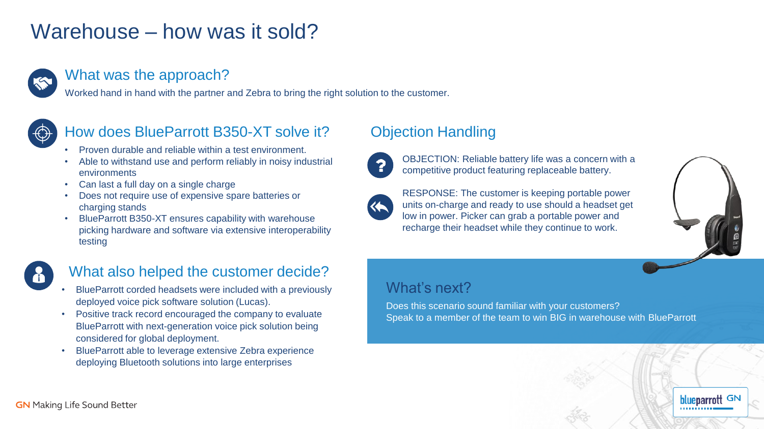# Warehouse – how was it sold?

## What was the approach?

Worked hand in hand with the partner and Zebra to bring the right solution to the customer.

## How does BlueParrott B350-XT solve it?

- Proven durable and reliable within a test environment.
- Able to withstand use and perform reliably in noisy industrial environments
- Can last a full day on a single charge
- Does not require use of expensive spare batteries or charging stands
- BlueParrott B350-XT ensures capability with warehouse picking hardware and software via extensive interoperability testing

## What also helped the customer decide?

- BlueParrott corded headsets were included with a previously deployed voice pick software solution (Lucas).
- Positive track record encouraged the company to evaluate BlueParrott with next-generation voice pick solution being considered for global deployment.
- BlueParrott able to leverage extensive Zebra experience deploying Bluetooth solutions into large enterprises

## Objection Handling

OBJECTION: Reliable battery life was a concern with a competitive product featuring replaceable battery.

RESPONSE: The customer is keeping portable power units on-charge and ready to use should a headset get low in power. Picker can grab a portable power and recharge their headset while they continue to work.

## What's next?

Does this scenario sound familiar with your customers?
Speak to a member of the team to win BIG in warehouse with BlueParrott

GN Making Life Sound Better

blueparrott GN